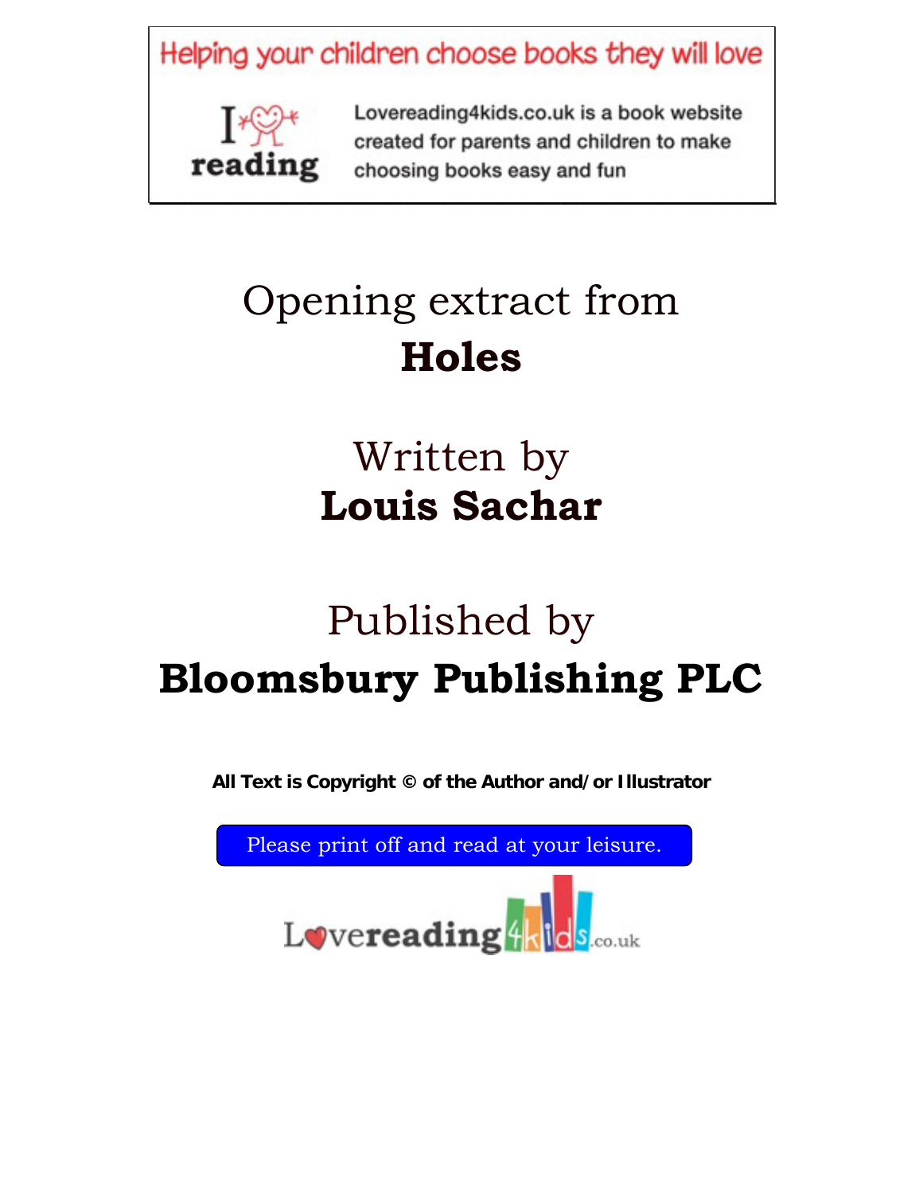Helping your children choose books they will love

I ❤ reading

Lovereading4kids.co.uk is a book website created for parents and children to make choosing books easy and fun

# Opening extract from
# **Holes**

## Written by
## **Louis Sachar**

## Published by
## **Bloomsbury Publishing PLC**

**All Text is Copyright © of the Author and/or Illustrator**

Please print off and read at your leisure.

Lovereading4kids.co.uk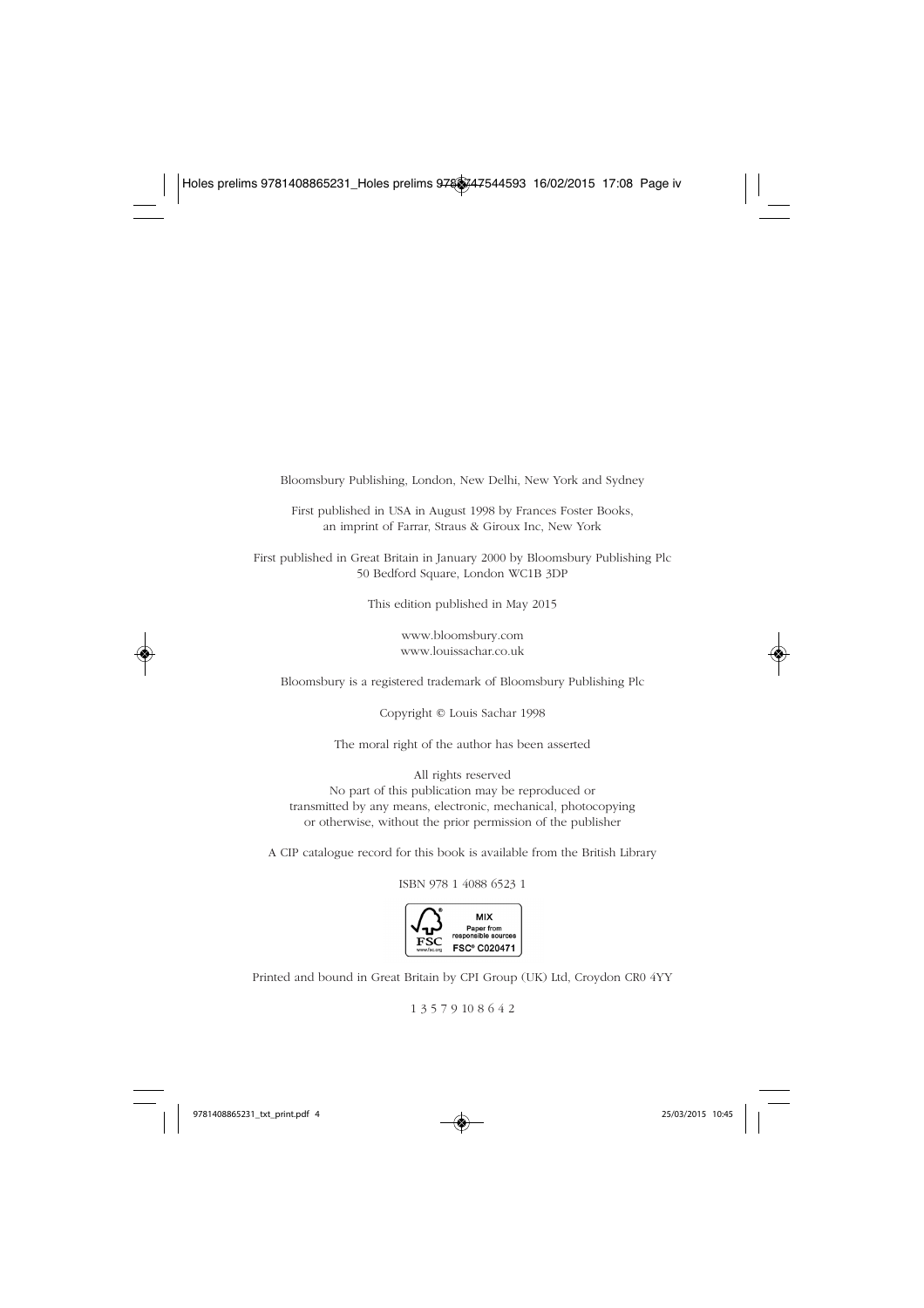Bloomsbury Publishing, London, New Delhi, New York and Sydney

First published in USA in August 1998 by Frances Foster Books,
an imprint of Farrar, Straus & Giroux Inc, New York

First published in Great Britain in January 2000 by Bloomsbury Publishing Plc
50 Bedford Square, London WC1B 3DP

This edition published in May 2015

www.bloomsbury.com
www.louissachar.co.uk

Bloomsbury is a registered trademark of Bloomsbury Publishing Plc

Copyright © Louis Sachar 1998

The moral right of the author has been asserted

All rights reserved
No part of this publication may be reproduced or
transmitted by any means, electronic, mechanical, photocopying
or otherwise, without the prior permission of the publisher

A CIP catalogue record for this book is available from the British Library

ISBN 978 1 4088 6523 1

MIX
Paper from
responsible sources
FSC® C020471

Printed and bound in Great Britain by CPI Group (UK) Ltd, Croydon CR0 4YY

1 3 5 7 9 10 8 6 4 2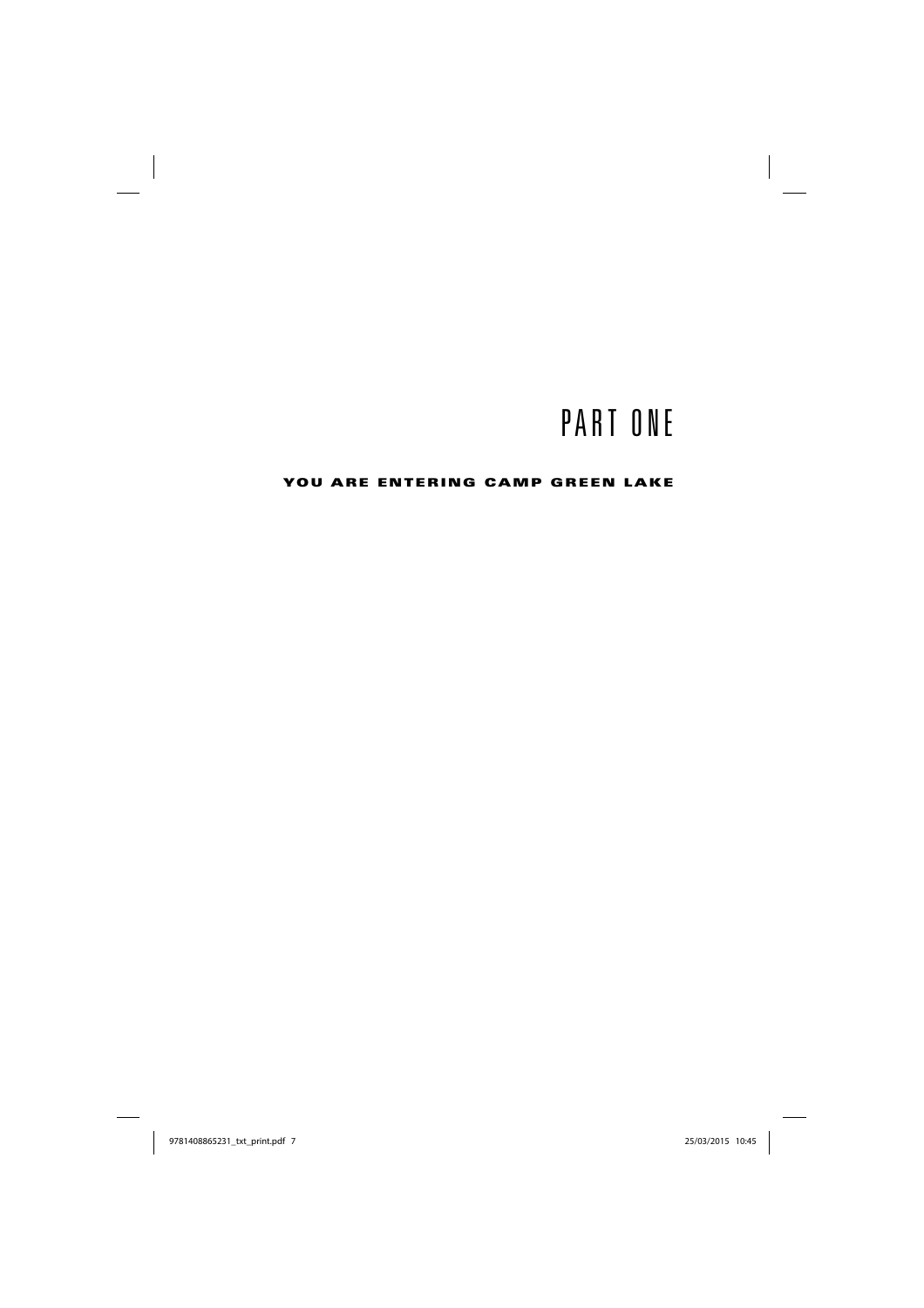# PART ONE

## YOU ARE ENTERING CAMP GREEN LAKE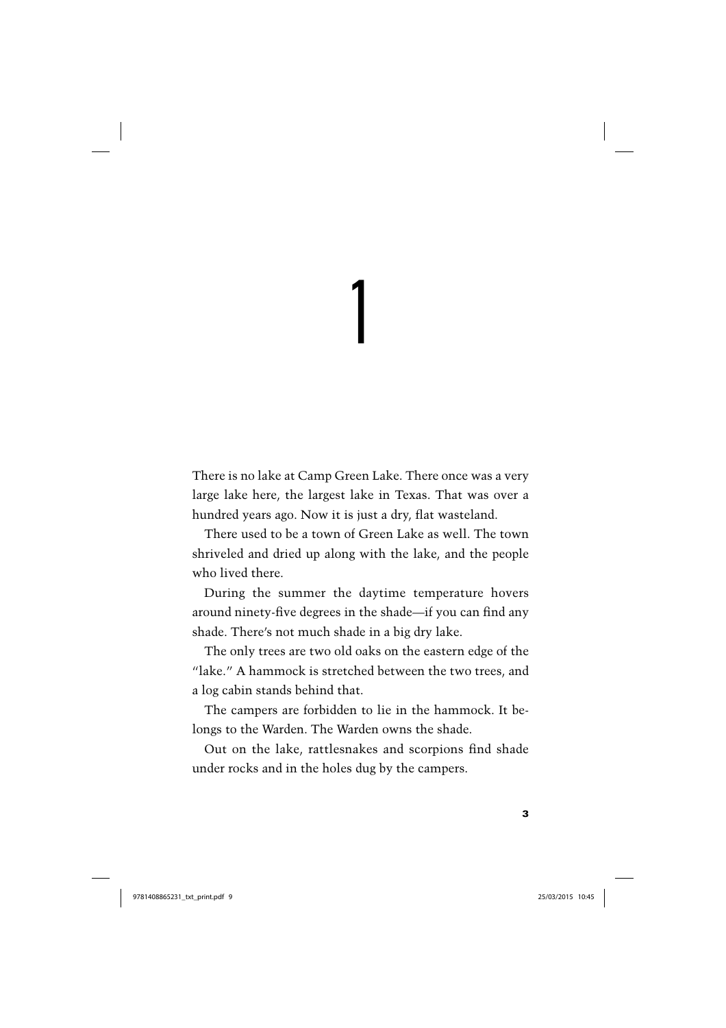# 1

There is no lake at Camp Green Lake. There once was a very large lake here, the largest lake in Texas. That was over a hundred years ago. Now it is just a dry, flat wasteland.

There used to be a town of Green Lake as well. The town shriveled and dried up along with the lake, and the people who lived there.

During the summer the daytime temperature hovers around ninety-five degrees in the shade—if you can find any shade. There's not much shade in a big dry lake.

The only trees are two old oaks on the eastern edge of the "lake." A hammock is stretched between the two trees, and a log cabin stands behind that.

The campers are forbidden to lie in the hammock. It belongs to the Warden. The Warden owns the shade.

Out on the lake, rattlesnakes and scorpions find shade under rocks and in the holes dug by the campers.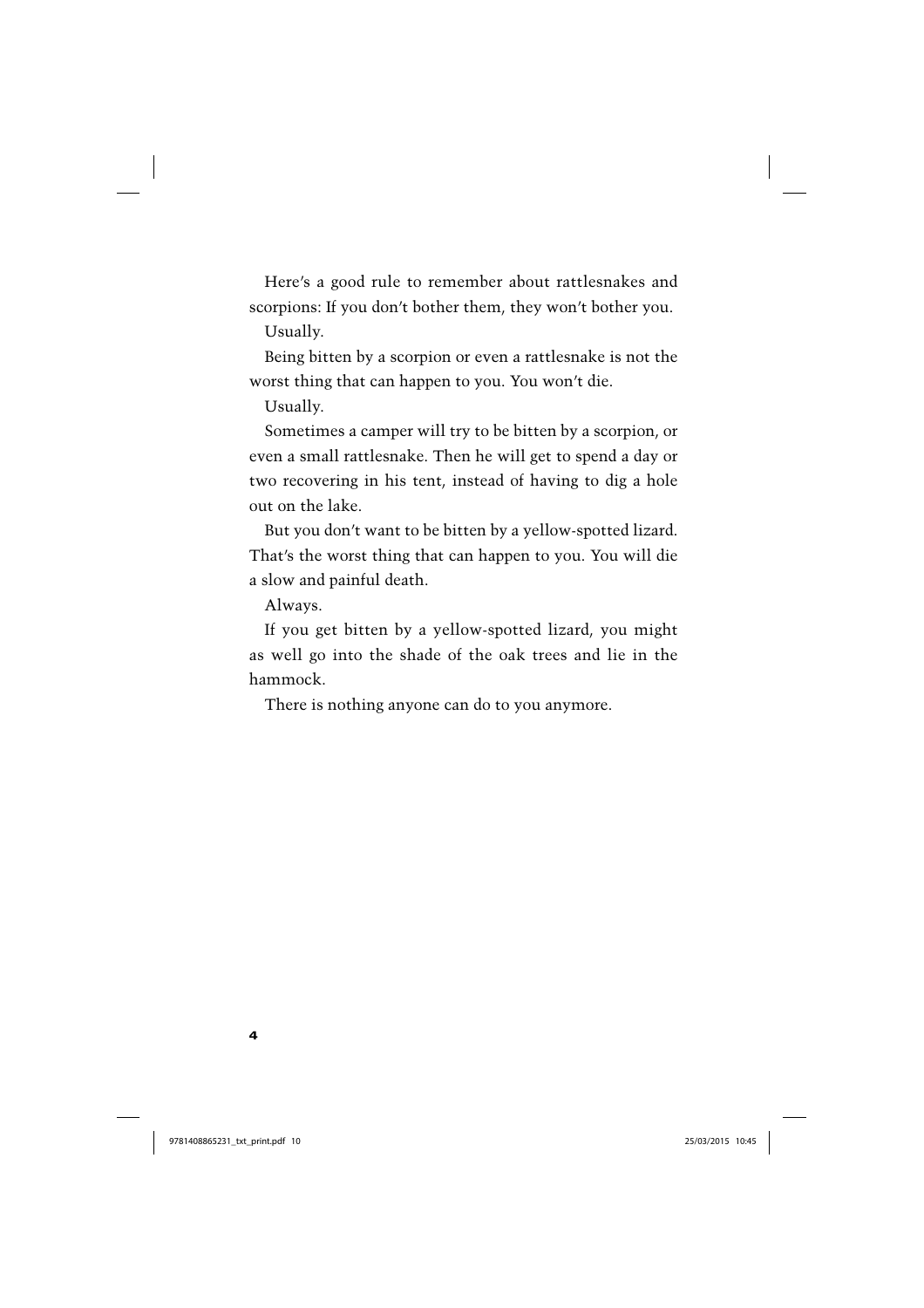Here's a good rule to remember about rattlesnakes and scorpions: If you don't bother them, they won't bother you.

Usually.

Being bitten by a scorpion or even a rattlesnake is not the worst thing that can happen to you. You won't die.

Usually.

Sometimes a camper will try to be bitten by a scorpion, or even a small rattlesnake. Then he will get to spend a day or two recovering in his tent, instead of having to dig a hole out on the lake.

But you don't want to be bitten by a yellow-spotted lizard. That's the worst thing that can happen to you. You will die a slow and painful death.

Always.

If you get bitten by a yellow-spotted lizard, you might as well go into the shade of the oak trees and lie in the hammock.

There is nothing anyone can do to you anymore.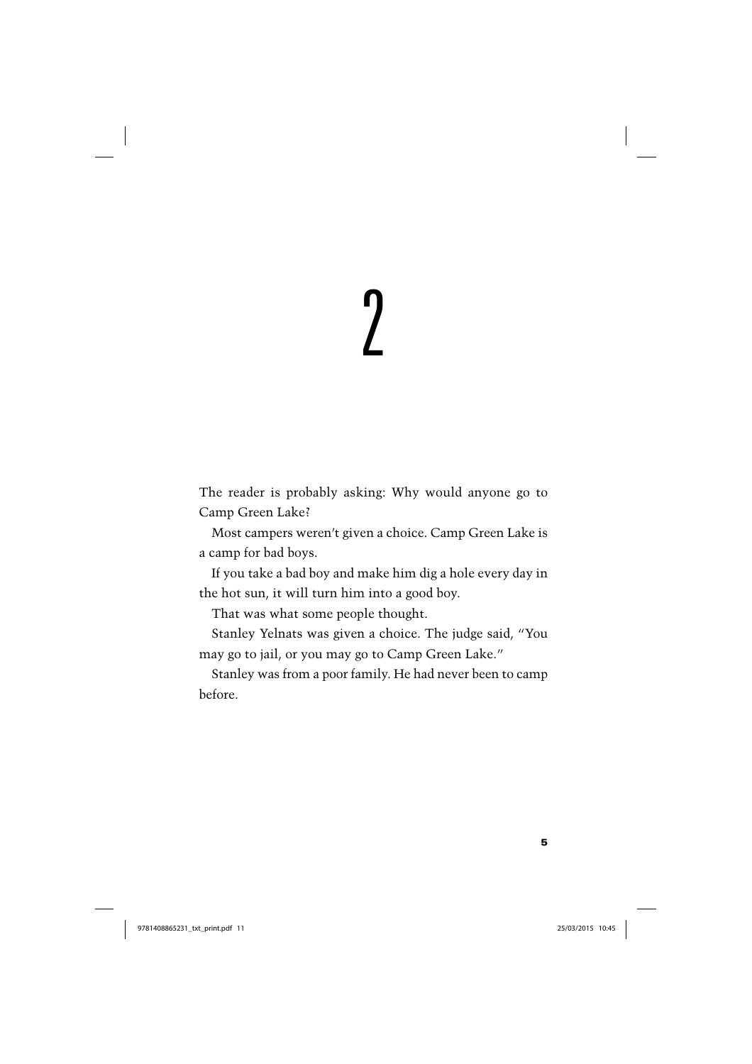# 2

The reader is probably asking: Why would anyone go to Camp Green Lake?

Most campers weren't given a choice. Camp Green Lake is a camp for bad boys.

If you take a bad boy and make him dig a hole every day in the hot sun, it will turn him into a good boy.

That was what some people thought.

Stanley Yelnats was given a choice. The judge said, "You may go to jail, or you may go to Camp Green Lake."

Stanley was from a poor family. He had never been to camp before.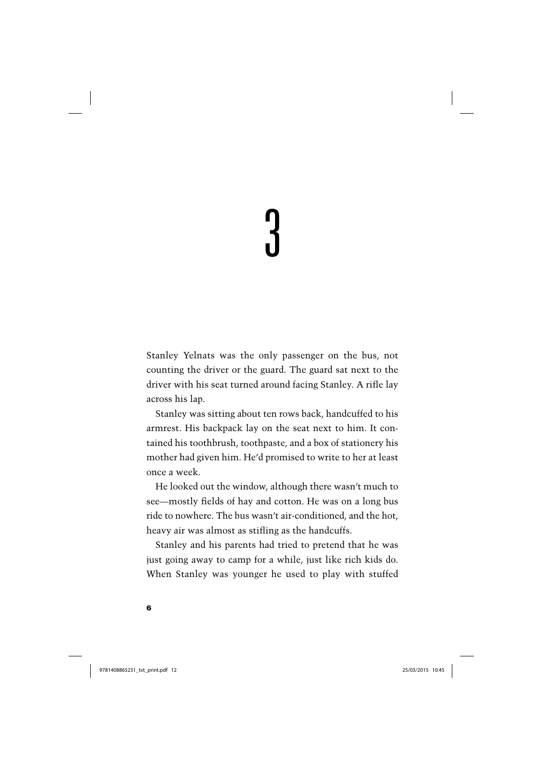# 3

Stanley Yelnats was the only passenger on the bus, not counting the driver or the guard. The guard sat next to the driver with his seat turned around facing Stanley. A rifle lay across his lap.

Stanley was sitting about ten rows back, handcuffed to his armrest. His backpack lay on the seat next to him. It contained his toothbrush, toothpaste, and a box of stationery his mother had given him. He'd promised to write to her at least once a week.

He looked out the window, although there wasn't much to see—mostly fields of hay and cotton. He was on a long bus ride to nowhere. The bus wasn't air-conditioned, and the hot, heavy air was almost as stifling as the handcuffs.

Stanley and his parents had tried to pretend that he was just going away to camp for a while, just like rich kids do. When Stanley was younger he used to play with stuffed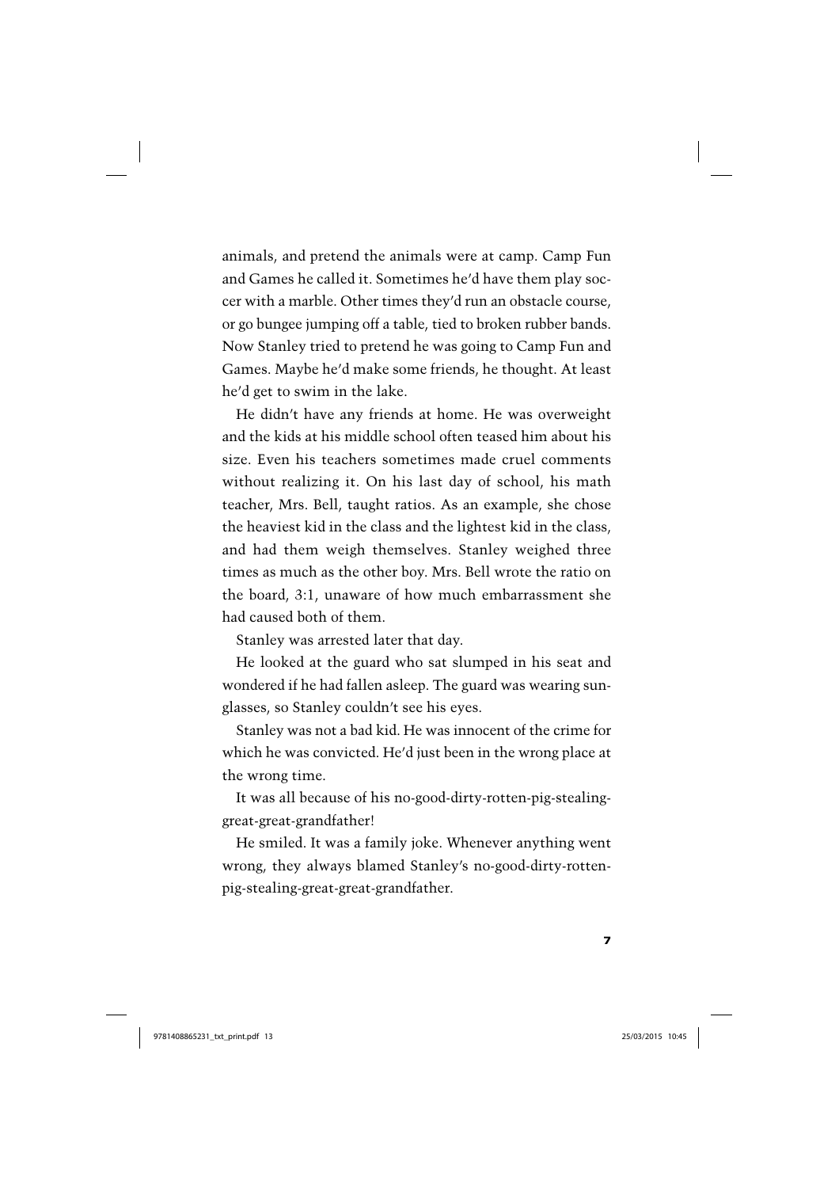animals, and pretend the animals were at camp. Camp Fun and Games he called it. Sometimes he'd have them play soccer with a marble. Other times they'd run an obstacle course, or go bungee jumping off a table, tied to broken rubber bands. Now Stanley tried to pretend he was going to Camp Fun and Games. Maybe he'd make some friends, he thought. At least he'd get to swim in the lake.

He didn't have any friends at home. He was overweight and the kids at his middle school often teased him about his size. Even his teachers sometimes made cruel comments without realizing it. On his last day of school, his math teacher, Mrs. Bell, taught ratios. As an example, she chose the heaviest kid in the class and the lightest kid in the class, and had them weigh themselves. Stanley weighed three times as much as the other boy. Mrs. Bell wrote the ratio on the board, 3:1, unaware of how much embarrassment she had caused both of them.

Stanley was arrested later that day.

He looked at the guard who sat slumped in his seat and wondered if he had fallen asleep. The guard was wearing sunglasses, so Stanley couldn't see his eyes.

Stanley was not a bad kid. He was innocent of the crime for which he was convicted. He'd just been in the wrong place at the wrong time.

It was all because of his no-good-dirty-rotten-pig-stealing-great-great-grandfather!

He smiled. It was a family joke. Whenever anything went wrong, they always blamed Stanley's no-good-dirty-rotten-pig-stealing-great-great-grandfather.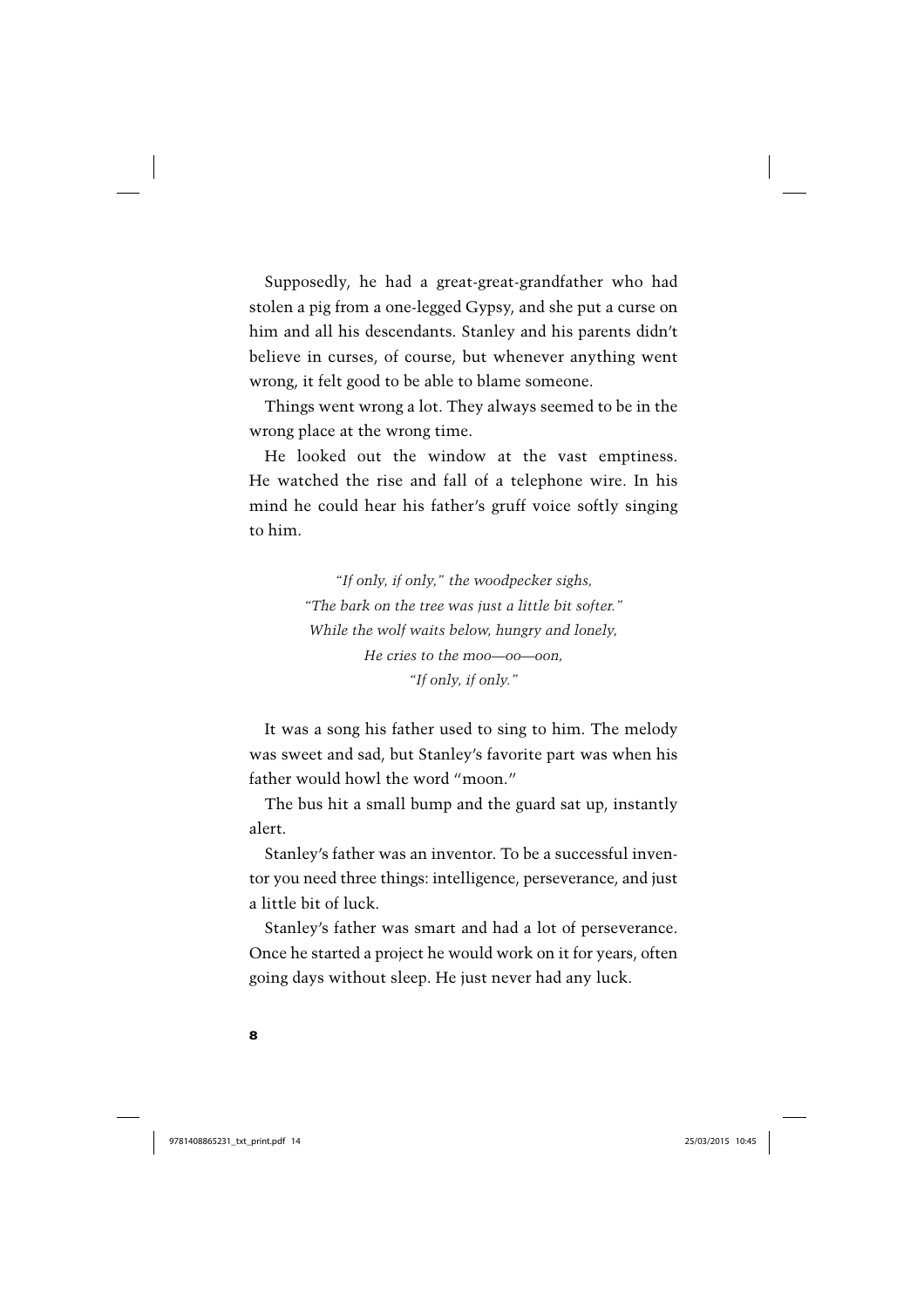Supposedly, he had a great-great-grandfather who had stolen a pig from a one-legged Gypsy, and she put a curse on him and all his descendants. Stanley and his parents didn't believe in curses, of course, but whenever anything went wrong, it felt good to be able to blame someone.

Things went wrong a lot. They always seemed to be in the wrong place at the wrong time.

He looked out the window at the vast emptiness. He watched the rise and fall of a telephone wire. In his mind he could hear his father's gruff voice softly singing to him.

> *"If only, if only," the woodpecker sighs,*
> *"The bark on the tree was just a little bit softer."*
> *While the wolf waits below, hungry and lonely,*
> *He cries to the moo—oo—oon,*
> *"If only, if only."*

It was a song his father used to sing to him. The melody was sweet and sad, but Stanley's favorite part was when his father would howl the word "moon."

The bus hit a small bump and the guard sat up, instantly alert.

Stanley's father was an inventor. To be a successful inventor you need three things: intelligence, perseverance, and just a little bit of luck.

Stanley's father was smart and had a lot of perseverance. Once he started a project he would work on it for years, often going days without sleep. He just never had any luck.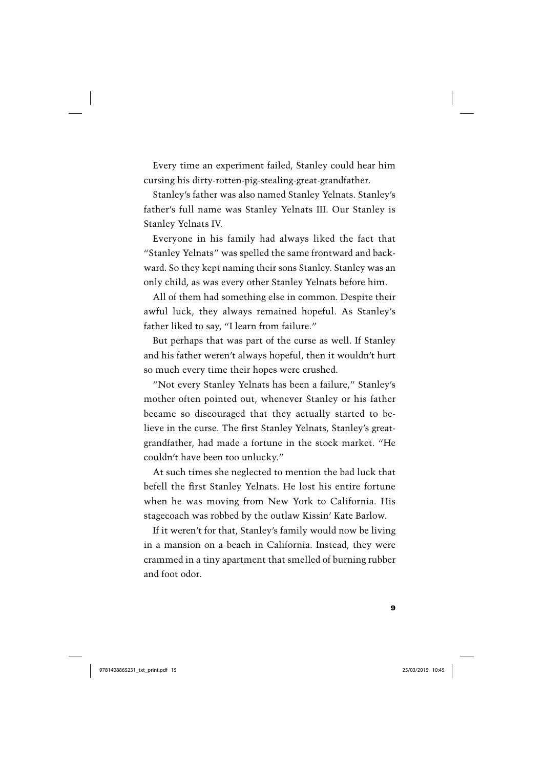Every time an experiment failed, Stanley could hear him cursing his dirty-rotten-pig-stealing-great-grandfather.

Stanley's father was also named Stanley Yelnats. Stanley's father's full name was Stanley Yelnats III. Our Stanley is Stanley Yelnats IV.

Everyone in his family had always liked the fact that "Stanley Yelnats" was spelled the same frontward and backward. So they kept naming their sons Stanley. Stanley was an only child, as was every other Stanley Yelnats before him.

All of them had something else in common. Despite their awful luck, they always remained hopeful. As Stanley's father liked to say, "I learn from failure."

But perhaps that was part of the curse as well. If Stanley and his father weren't always hopeful, then it wouldn't hurt so much every time their hopes were crushed.

"Not every Stanley Yelnats has been a failure," Stanley's mother often pointed out, whenever Stanley or his father became so discouraged that they actually started to believe in the curse. The first Stanley Yelnats, Stanley's great-grandfather, had made a fortune in the stock market. "He couldn't have been too unlucky."

At such times she neglected to mention the bad luck that befell the first Stanley Yelnats. He lost his entire fortune when he was moving from New York to California. His stagecoach was robbed by the outlaw Kissin' Kate Barlow.

If it weren't for that, Stanley's family would now be living in a mansion on a beach in California. Instead, they were crammed in a tiny apartment that smelled of burning rubber and foot odor.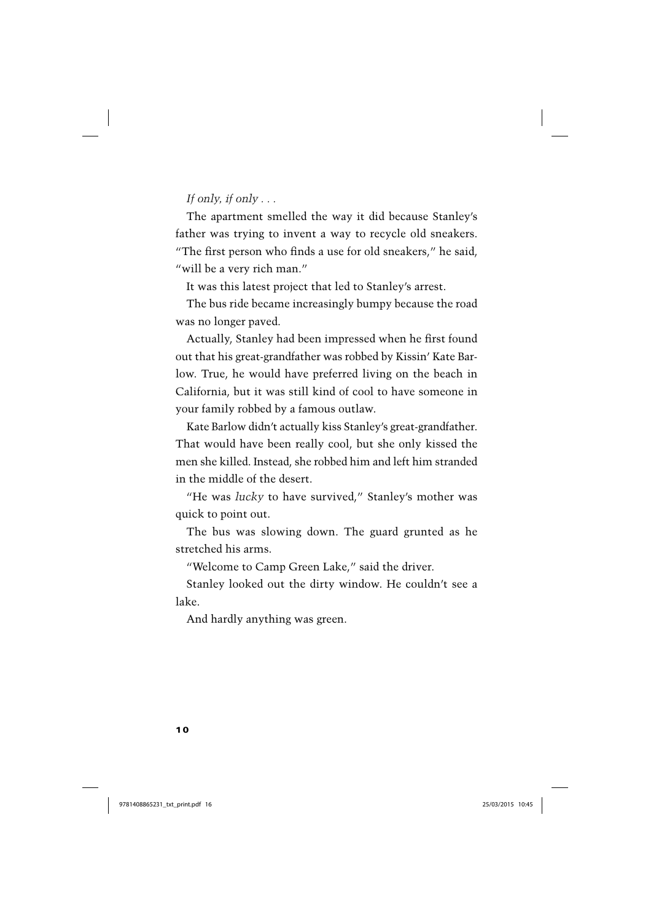*If only, if only . . .*

The apartment smelled the way it did because Stanley's father was trying to invent a way to recycle old sneakers. "The first person who finds a use for old sneakers," he said, "will be a very rich man."

It was this latest project that led to Stanley's arrest.

The bus ride became increasingly bumpy because the road was no longer paved.

Actually, Stanley had been impressed when he first found out that his great-grandfather was robbed by Kissin' Kate Barlow. True, he would have preferred living on the beach in California, but it was still kind of cool to have someone in your family robbed by a famous outlaw.

Kate Barlow didn't actually kiss Stanley's great-grandfather. That would have been really cool, but she only kissed the men she killed. Instead, she robbed him and left him stranded in the middle of the desert.

"He was *lucky* to have survived," Stanley's mother was quick to point out.

The bus was slowing down. The guard grunted as he stretched his arms.

"Welcome to Camp Green Lake," said the driver.

Stanley looked out the dirty window. He couldn't see a lake.

And hardly anything was green.